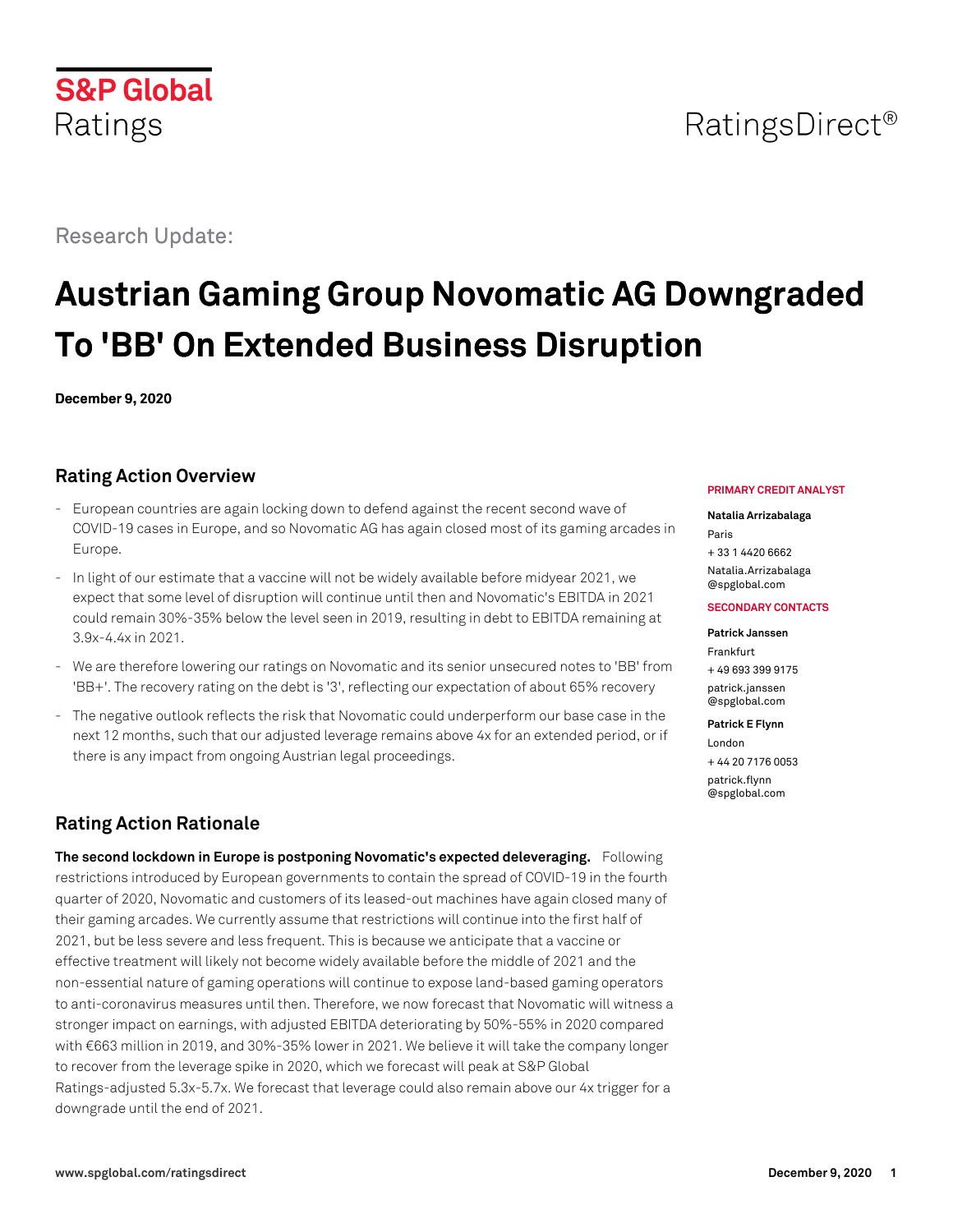S&P Global Ratings

RatingsDirect®

Research Update:

# Austrian Gaming Group Novomatic AG Downgraded To 'BB' On Extended Business Disruption

**December 9, 2020**

**PRIMARY CREDIT ANALYST**

**Natalia Arrizabalaga**
Paris
+ 33 1 4420 6662
Natalia.Arrizabalaga@spglobal.com

**SECONDARY CONTACTS**

**Patrick Janssen**
Frankfurt
+ 49 693 399 9175
patrick.janssen@spglobal.com

**Patrick E Flynn**
London
+ 44 20 7176 0053
patrick.flynn@spglobal.com

## Rating Action Overview

- European countries are again locking down to defend against the recent second wave of COVID-19 cases in Europe, and so Novomatic AG has again closed most of its gaming arcades in Europe.
- In light of our estimate that a vaccine will not be widely available before midyear 2021, we expect that some level of disruption will continue until then and Novomatic's EBITDA in 2021 could remain 30%-35% below the level seen in 2019, resulting in debt to EBITDA remaining at 3.9x-4.4x in 2021.
- We are therefore lowering our ratings on Novomatic and its senior unsecured notes to 'BB' from 'BB+'. The recovery rating on the debt is '3', reflecting our expectation of about 65% recovery
- The negative outlook reflects the risk that Novomatic could underperform our base case in the next 12 months, such that our adjusted leverage remains above 4x for an extended period, or if there is any impact from ongoing Austrian legal proceedings.

## Rating Action Rationale

**The second lockdown in Europe is postponing Novomatic's expected deleveraging.** Following restrictions introduced by European governments to contain the spread of COVID-19 in the fourth quarter of 2020, Novomatic and customers of its leased-out machines have again closed many of their gaming arcades. We currently assume that restrictions will continue into the first half of 2021, but be less severe and less frequent. This is because we anticipate that a vaccine or effective treatment will likely not become widely available before the middle of 2021 and the non-essential nature of gaming operations will continue to expose land-based gaming operators to anti-coronavirus measures until then. Therefore, we now forecast that Novomatic will witness a stronger impact on earnings, with adjusted EBITDA deteriorating by 50%-55% in 2020 compared with €663 million in 2019, and 30%-35% lower in 2021. We believe it will take the company longer to recover from the leverage spike in 2020, which we forecast will peak at S&P Global Ratings-adjusted 5.3x-5.7x. We forecast that leverage could also remain above our 4x trigger for a downgrade until the end of 2021.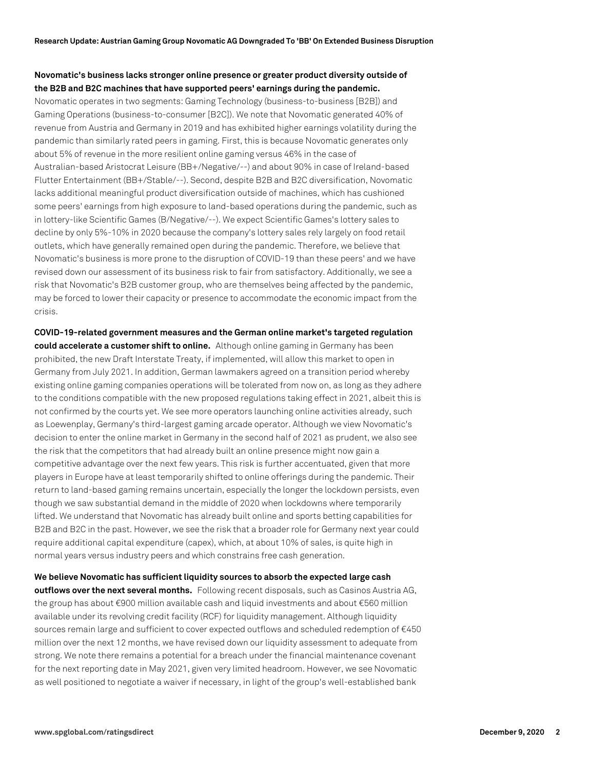**Novomatic's business lacks stronger online presence or greater product diversity outside of the B2B and B2C machines that have supported peers' earnings during the pandemic.** Novomatic operates in two segments: Gaming Technology (business-to-business [B2B]) and Gaming Operations (business-to-consumer [B2C]). We note that Novomatic generated 40% of revenue from Austria and Germany in 2019 and has exhibited higher earnings volatility during the pandemic than similarly rated peers in gaming. First, this is because Novomatic generates only about 5% of revenue in the more resilient online gaming versus 46% in the case of Australian-based Aristocrat Leisure (BB+/Negative/--) and about 90% in case of Ireland-based Flutter Entertainment (BB+/Stable/--). Second, despite B2B and B2C diversification, Novomatic lacks additional meaningful product diversification outside of machines, which has cushioned some peers' earnings from high exposure to land-based operations during the pandemic, such as in lottery-like Scientific Games (B/Negative/--). We expect Scientific Games's lottery sales to decline by only 5%-10% in 2020 because the company's lottery sales rely largely on food retail outlets, which have generally remained open during the pandemic. Therefore, we believe that Novomatic's business is more prone to the disruption of COVID-19 than these peers' and we have revised down our assessment of its business risk to fair from satisfactory. Additionally, we see a risk that Novomatic's B2B customer group, who are themselves being affected by the pandemic, may be forced to lower their capacity or presence to accommodate the economic impact from the crisis.

**COVID-19-related government measures and the German online market's targeted regulation could accelerate a customer shift to online.** Although online gaming in Germany has been prohibited, the new Draft Interstate Treaty, if implemented, will allow this market to open in Germany from July 2021. In addition, German lawmakers agreed on a transition period whereby existing online gaming companies operations will be tolerated from now on, as long as they adhere to the conditions compatible with the new proposed regulations taking effect in 2021, albeit this is not confirmed by the courts yet. We see more operators launching online activities already, such as Loewenplay, Germany's third-largest gaming arcade operator. Although we view Novomatic's decision to enter the online market in Germany in the second half of 2021 as prudent, we also see the risk that the competitors that had already built an online presence might now gain a competitive advantage over the next few years. This risk is further accentuated, given that more players in Europe have at least temporarily shifted to online offerings during the pandemic. Their return to land-based gaming remains uncertain, especially the longer the lockdown persists, even though we saw substantial demand in the middle of 2020 when lockdowns where temporarily lifted. We understand that Novomatic has already built online and sports betting capabilities for B2B and B2C in the past. However, we see the risk that a broader role for Germany next year could require additional capital expenditure (capex), which, at about 10% of sales, is quite high in normal years versus industry peers and which constrains free cash generation.

**We believe Novomatic has sufficient liquidity sources to absorb the expected large cash outflows over the next several months.** Following recent disposals, such as Casinos Austria AG, the group has about €900 million available cash and liquid investments and about €560 million available under its revolving credit facility (RCF) for liquidity management. Although liquidity sources remain large and sufficient to cover expected outflows and scheduled redemption of €450 million over the next 12 months, we have revised down our liquidity assessment to adequate from strong. We note there remains a potential for a breach under the financial maintenance covenant for the next reporting date in May 2021, given very limited headroom. However, we see Novomatic as well positioned to negotiate a waiver if necessary, in light of the group's well-established bank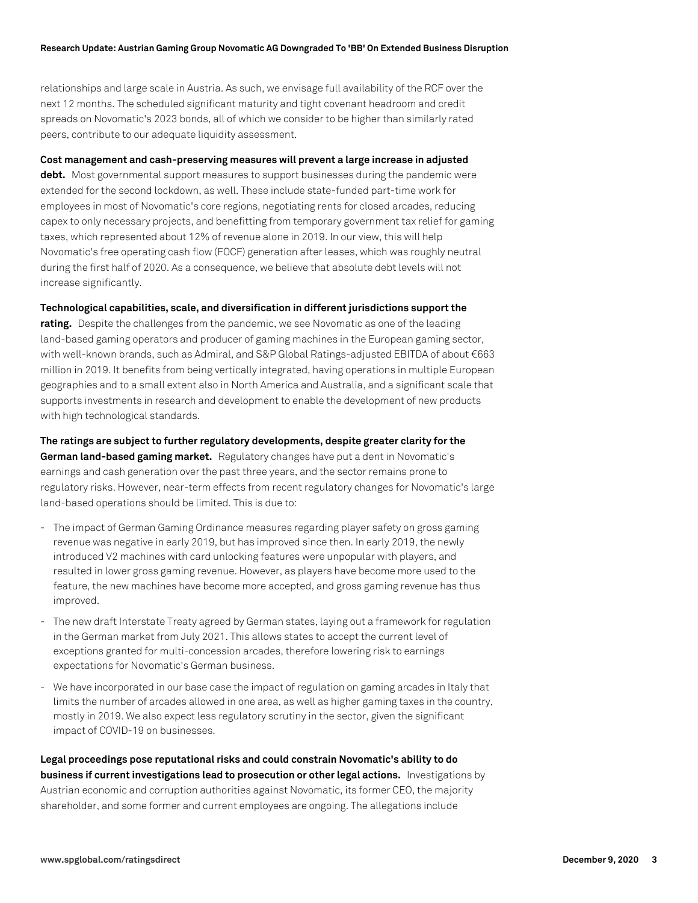relationships and large scale in Austria. As such, we envisage full availability of the RCF over the next 12 months. The scheduled significant maturity and tight covenant headroom and credit spreads on Novomatic's 2023 bonds, all of which we consider to be higher than similarly rated peers, contribute to our adequate liquidity assessment.

**Cost management and cash-preserving measures will prevent a large increase in adjusted debt.** Most governmental support measures to support businesses during the pandemic were extended for the second lockdown, as well. These include state-funded part-time work for employees in most of Novomatic's core regions, negotiating rents for closed arcades, reducing capex to only necessary projects, and benefitting from temporary government tax relief for gaming taxes, which represented about 12% of revenue alone in 2019. In our view, this will help Novomatic's free operating cash flow (FOCF) generation after leases, which was roughly neutral during the first half of 2020. As a consequence, we believe that absolute debt levels will not increase significantly.

**Technological capabilities, scale, and diversification in different jurisdictions support the rating.** Despite the challenges from the pandemic, we see Novomatic as one of the leading land-based gaming operators and producer of gaming machines in the European gaming sector, with well-known brands, such as Admiral, and S&P Global Ratings-adjusted EBITDA of about €663 million in 2019. It benefits from being vertically integrated, having operations in multiple European geographies and to a small extent also in North America and Australia, and a significant scale that supports investments in research and development to enable the development of new products with high technological standards.

**The ratings are subject to further regulatory developments, despite greater clarity for the German land-based gaming market.** Regulatory changes have put a dent in Novomatic's earnings and cash generation over the past three years, and the sector remains prone to regulatory risks. However, near-term effects from recent regulatory changes for Novomatic's large land-based operations should be limited. This is due to:

- The impact of German Gaming Ordinance measures regarding player safety on gross gaming revenue was negative in early 2019, but has improved since then. In early 2019, the newly introduced V2 machines with card unlocking features were unpopular with players, and resulted in lower gross gaming revenue. However, as players have become more used to the feature, the new machines have become more accepted, and gross gaming revenue has thus improved.
- The new draft Interstate Treaty agreed by German states, laying out a framework for regulation in the German market from July 2021. This allows states to accept the current level of exceptions granted for multi-concession arcades, therefore lowering risk to earnings expectations for Novomatic's German business.
- We have incorporated in our base case the impact of regulation on gaming arcades in Italy that limits the number of arcades allowed in one area, as well as higher gaming taxes in the country, mostly in 2019. We also expect less regulatory scrutiny in the sector, given the significant impact of COVID-19 on businesses.

**Legal proceedings pose reputational risks and could constrain Novomatic's ability to do business if current investigations lead to prosecution or other legal actions.** Investigations by Austrian economic and corruption authorities against Novomatic, its former CEO, the majority shareholder, and some former and current employees are ongoing. The allegations include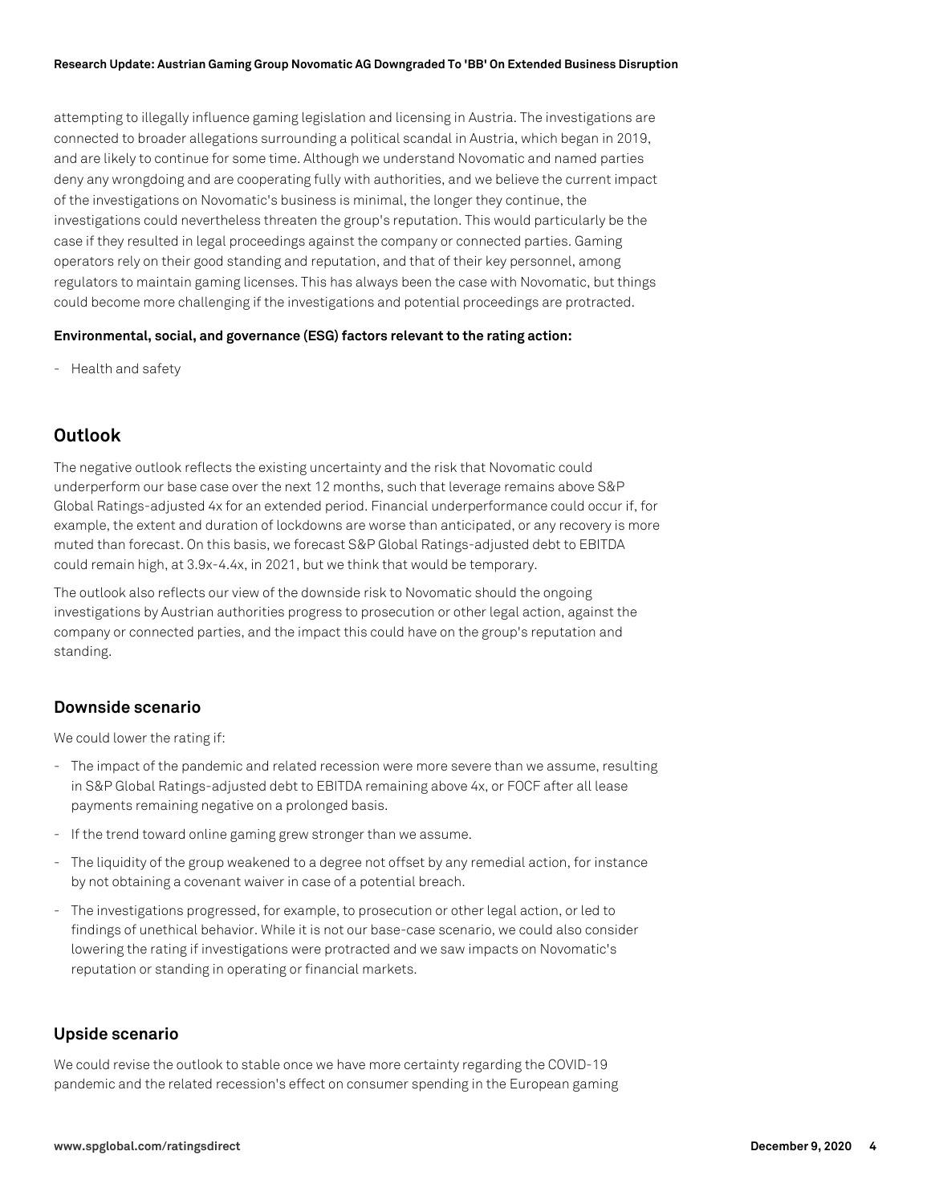attempting to illegally influence gaming legislation and licensing in Austria. The investigations are connected to broader allegations surrounding a political scandal in Austria, which began in 2019, and are likely to continue for some time. Although we understand Novomatic and named parties deny any wrongdoing and are cooperating fully with authorities, and we believe the current impact of the investigations on Novomatic's business is minimal, the longer they continue, the investigations could nevertheless threaten the group's reputation. This would particularly be the case if they resulted in legal proceedings against the company or connected parties. Gaming operators rely on their good standing and reputation, and that of their key personnel, among regulators to maintain gaming licenses. This has always been the case with Novomatic, but things could become more challenging if the investigations and potential proceedings are protracted.

**Environmental, social, and governance (ESG) factors relevant to the rating action:**

- Health and safety

## Outlook

The negative outlook reflects the existing uncertainty and the risk that Novomatic could underperform our base case over the next 12 months, such that leverage remains above S&P Global Ratings-adjusted 4x for an extended period. Financial underperformance could occur if, for example, the extent and duration of lockdowns are worse than anticipated, or any recovery is more muted than forecast. On this basis, we forecast S&P Global Ratings-adjusted debt to EBITDA could remain high, at 3.9x-4.4x, in 2021, but we think that would be temporary.

The outlook also reflects our view of the downside risk to Novomatic should the ongoing investigations by Austrian authorities progress to prosecution or other legal action, against the company or connected parties, and the impact this could have on the group's reputation and standing.

### Downside scenario

We could lower the rating if:

- The impact of the pandemic and related recession were more severe than we assume, resulting in S&P Global Ratings-adjusted debt to EBITDA remaining above 4x, or FOCF after all lease payments remaining negative on a prolonged basis.
- If the trend toward online gaming grew stronger than we assume.
- The liquidity of the group weakened to a degree not offset by any remedial action, for instance by not obtaining a covenant waiver in case of a potential breach.
- The investigations progressed, for example, to prosecution or other legal action, or led to findings of unethical behavior. While it is not our base-case scenario, we could also consider lowering the rating if investigations were protracted and we saw impacts on Novomatic's reputation or standing in operating or financial markets.

### Upside scenario

We could revise the outlook to stable once we have more certainty regarding the COVID-19 pandemic and the related recession's effect on consumer spending in the European gaming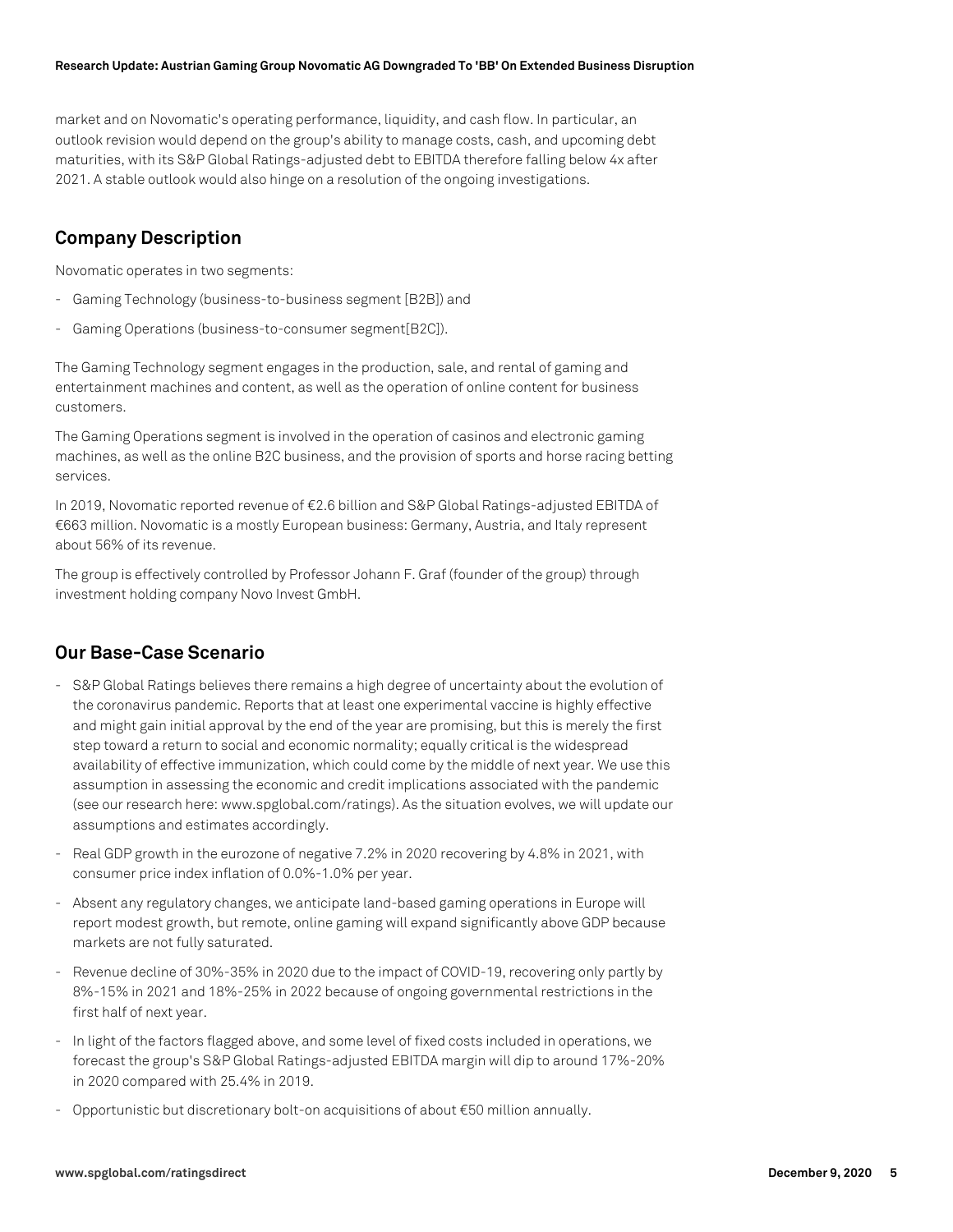market and on Novomatic's operating performance, liquidity, and cash flow. In particular, an outlook revision would depend on the group's ability to manage costs, cash, and upcoming debt maturities, with its S&P Global Ratings-adjusted debt to EBITDA therefore falling below 4x after 2021. A stable outlook would also hinge on a resolution of the ongoing investigations.

## Company Description

Novomatic operates in two segments:

- Gaming Technology (business-to-business segment [B2B]) and
- Gaming Operations (business-to-consumer segment[B2C]).

The Gaming Technology segment engages in the production, sale, and rental of gaming and entertainment machines and content, as well as the operation of online content for business customers.

The Gaming Operations segment is involved in the operation of casinos and electronic gaming machines, as well as the online B2C business, and the provision of sports and horse racing betting services.

In 2019, Novomatic reported revenue of €2.6 billion and S&P Global Ratings-adjusted EBITDA of €663 million. Novomatic is a mostly European business: Germany, Austria, and Italy represent about 56% of its revenue.

The group is effectively controlled by Professor Johann F. Graf (founder of the group) through investment holding company Novo Invest GmbH.

## Our Base-Case Scenario

- S&P Global Ratings believes there remains a high degree of uncertainty about the evolution of the coronavirus pandemic. Reports that at least one experimental vaccine is highly effective and might gain initial approval by the end of the year are promising, but this is merely the first step toward a return to social and economic normality; equally critical is the widespread availability of effective immunization, which could come by the middle of next year. We use this assumption in assessing the economic and credit implications associated with the pandemic (see our research here: www.spglobal.com/ratings). As the situation evolves, we will update our assumptions and estimates accordingly.
- Real GDP growth in the eurozone of negative 7.2% in 2020 recovering by 4.8% in 2021, with consumer price index inflation of 0.0%-1.0% per year.
- Absent any regulatory changes, we anticipate land-based gaming operations in Europe will report modest growth, but remote, online gaming will expand significantly above GDP because markets are not fully saturated.
- Revenue decline of 30%-35% in 2020 due to the impact of COVID-19, recovering only partly by 8%-15% in 2021 and 18%-25% in 2022 because of ongoing governmental restrictions in the first half of next year.
- In light of the factors flagged above, and some level of fixed costs included in operations, we forecast the group's S&P Global Ratings-adjusted EBITDA margin will dip to around 17%-20% in 2020 compared with 25.4% in 2019.
- Opportunistic but discretionary bolt-on acquisitions of about €50 million annually.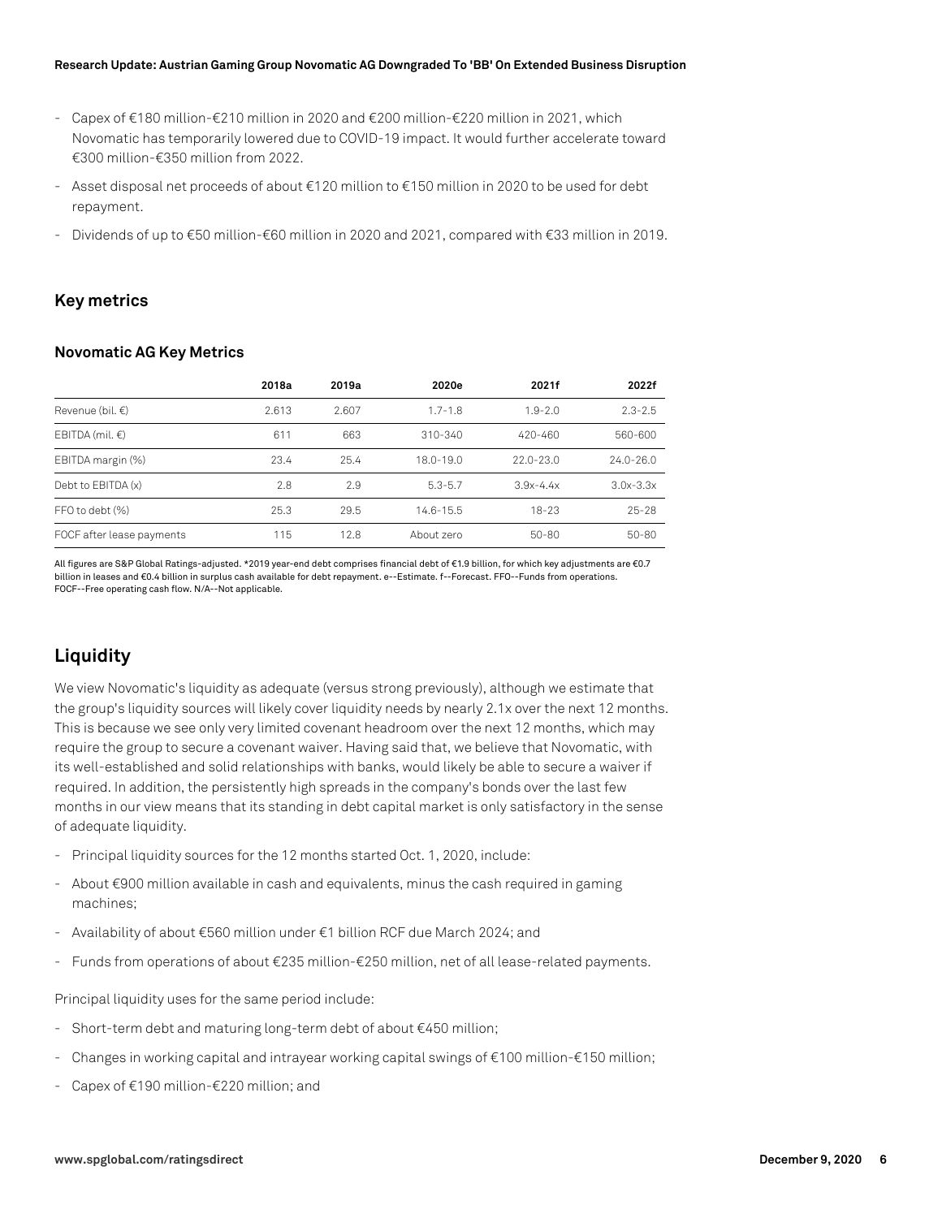- Capex of €180 million-€210 million in 2020 and €200 million-€220 million in 2021, which Novomatic has temporarily lowered due to COVID-19 impact. It would further accelerate toward €300 million-€350 million from 2022.
- Asset disposal net proceeds of about €120 million to €150 million in 2020 to be used for debt repayment.
- Dividends of up to €50 million-€60 million in 2020 and 2021, compared with €33 million in 2019.

## Key metrics

### Novomatic AG Key Metrics

| | 2018a | 2019a | 2020e | 2021f | 2022f |
|---|---|---|---|---|---|
| Revenue (bil. €) | 2.613 | 2.607 | 1.7-1.8 | 1.9-2.0 | 2.3-2.5 |
| EBITDA (mil. €) | 611 | 663 | 310-340 | 420-460 | 560-600 |
| EBITDA margin (%) | 23.4 | 25.4 | 18.0-19.0 | 22.0-23.0 | 24.0-26.0 |
| Debt to EBITDA (x) | 2.8 | 2.9 | 5.3-5.7 | 3.9x-4.4x | 3.0x-3.3x |
| FFO to debt (%) | 25.3 | 29.5 | 14.6-15.5 | 18-23 | 25-28 |
| FOCF after lease payments | 115 | 12.8 | About zero | 50-80 | 50-80 |

All figures are S&P Global Ratings-adjusted. *2019 year-end debt comprises financial debt of €1.9 billion, for which key adjustments are €0.7 billion in leases and €0.4 billion in surplus cash available for debt repayment. e--Estimate. f--Forecast. FFO--Funds from operations. FOCF--Free operating cash flow. N/A--Not applicable.

## Liquidity

We view Novomatic's liquidity as adequate (versus strong previously), although we estimate that the group's liquidity sources will likely cover liquidity needs by nearly 2.1x over the next 12 months. This is because we see only very limited covenant headroom over the next 12 months, which may require the group to secure a covenant waiver. Having said that, we believe that Novomatic, with its well-established and solid relationships with banks, would likely be able to secure a waiver if required. In addition, the persistently high spreads in the company's bonds over the last few months in our view means that its standing in debt capital market is only satisfactory in the sense of adequate liquidity.

- Principal liquidity sources for the 12 months started Oct. 1, 2020, include:
- About €900 million available in cash and equivalents, minus the cash required in gaming machines;
- Availability of about €560 million under €1 billion RCF due March 2024; and
- Funds from operations of about €235 million-€250 million, net of all lease-related payments.

Principal liquidity uses for the same period include:

- Short-term debt and maturing long-term debt of about €450 million;
- Changes in working capital and intrayear working capital swings of €100 million-€150 million;
- Capex of €190 million-€220 million; and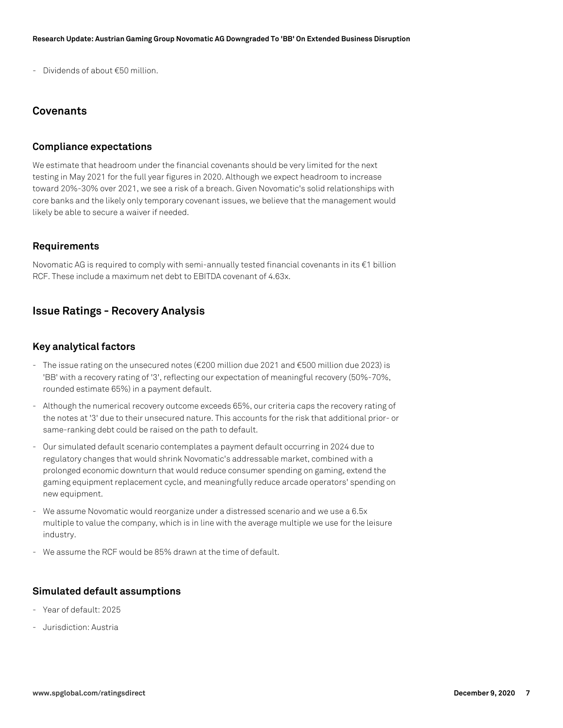- Dividends of about €50 million.

## Covenants

### Compliance expectations

We estimate that headroom under the financial covenants should be very limited for the next testing in May 2021 for the full year figures in 2020. Although we expect headroom to increase toward 20%-30% over 2021, we see a risk of a breach. Given Novomatic's solid relationships with core banks and the likely only temporary covenant issues, we believe that the management would likely be able to secure a waiver if needed.

### Requirements

Novomatic AG is required to comply with semi-annually tested financial covenants in its €1 billion RCF. These include a maximum net debt to EBITDA covenant of 4.63x.

## Issue Ratings - Recovery Analysis

### Key analytical factors

- The issue rating on the unsecured notes (€200 million due 2021 and €500 million due 2023) is 'BB' with a recovery rating of '3', reflecting our expectation of meaningful recovery (50%-70%, rounded estimate 65%) in a payment default.
- Although the numerical recovery outcome exceeds 65%, our criteria caps the recovery rating of the notes at '3' due to their unsecured nature. This accounts for the risk that additional prior- or same-ranking debt could be raised on the path to default.
- Our simulated default scenario contemplates a payment default occurring in 2024 due to regulatory changes that would shrink Novomatic's addressable market, combined with a prolonged economic downturn that would reduce consumer spending on gaming, extend the gaming equipment replacement cycle, and meaningfully reduce arcade operators' spending on new equipment.
- We assume Novomatic would reorganize under a distressed scenario and we use a 6.5x multiple to value the company, which is in line with the average multiple we use for the leisure industry.
- We assume the RCF would be 85% drawn at the time of default.

### Simulated default assumptions

- Year of default: 2025
- Jurisdiction: Austria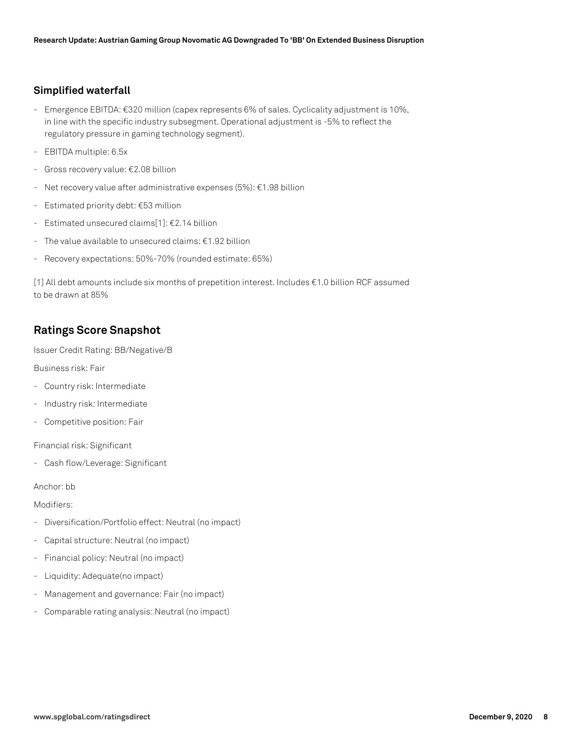## Simplified waterfall

- Emergence EBITDA: €320 million (capex represents 6% of sales. Cyclicality adjustment is 10%, in line with the specific industry subsegment. Operational adjustment is -5% to reflect the regulatory pressure in gaming technology segment).
- EBITDA multiple: 6.5x
- Gross recovery value: €2.08 billion
- Net recovery value after administrative expenses (5%): €1.98 billion
- Estimated priority debt: €53 million
- Estimated unsecured claims[1]: €2.14 billion
- The value available to unsecured claims: €1.92 billion
- Recovery expectations: 50%-70% (rounded estimate: 65%)

[1] All debt amounts include six months of prepetition interest. Includes €1.0 billion RCF assumed to be drawn at 85%

## Ratings Score Snapshot

Issuer Credit Rating: BB/Negative/B

Business risk: Fair

- Country risk: Intermediate
- Industry risk: Intermediate
- Competitive position: Fair

Financial risk: Significant

- Cash flow/Leverage: Significant

Anchor: bb

Modifiers:

- Diversification/Portfolio effect: Neutral (no impact)
- Capital structure: Neutral (no impact)
- Financial policy: Neutral (no impact)
- Liquidity: Adequate(no impact)
- Management and governance: Fair (no impact)
- Comparable rating analysis: Neutral (no impact)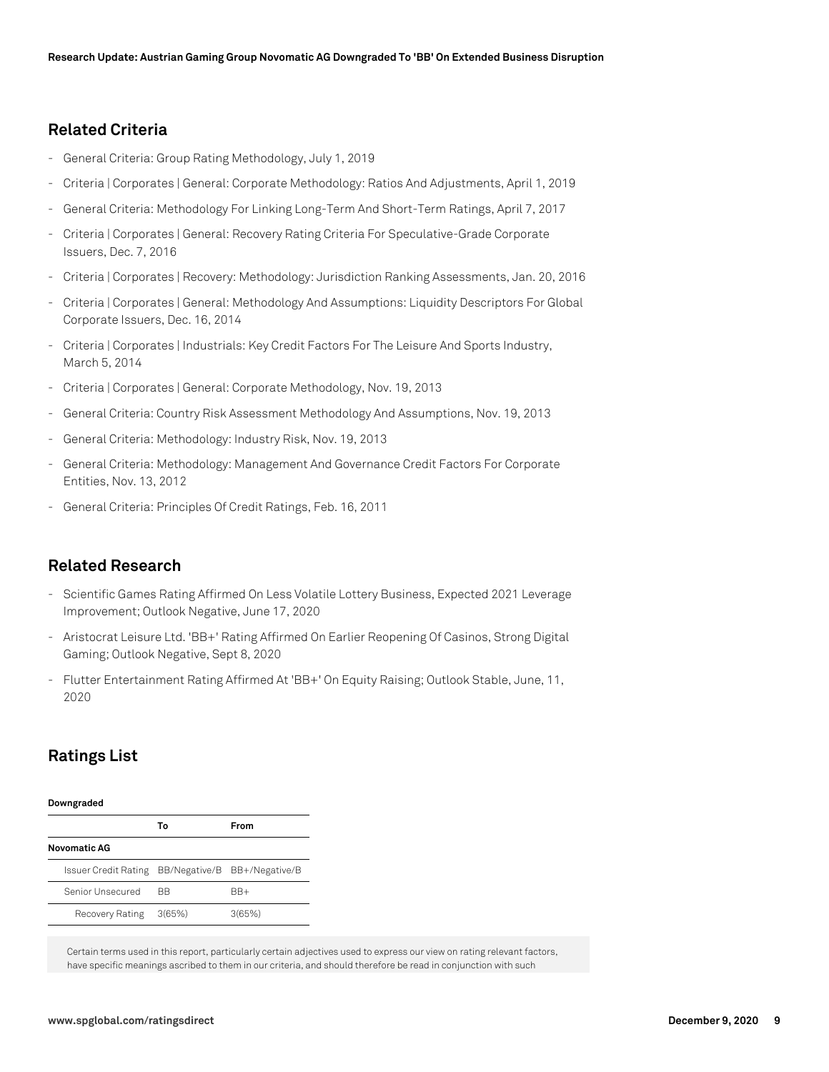## Related Criteria

- General Criteria: Group Rating Methodology, July 1, 2019
- Criteria | Corporates | General: Corporate Methodology: Ratios And Adjustments, April 1, 2019
- General Criteria: Methodology For Linking Long-Term And Short-Term Ratings, April 7, 2017
- Criteria | Corporates | General: Recovery Rating Criteria For Speculative-Grade Corporate Issuers, Dec. 7, 2016
- Criteria | Corporates | Recovery: Methodology: Jurisdiction Ranking Assessments, Jan. 20, 2016
- Criteria | Corporates | General: Methodology And Assumptions: Liquidity Descriptors For Global Corporate Issuers, Dec. 16, 2014
- Criteria | Corporates | Industrials: Key Credit Factors For The Leisure And Sports Industry, March 5, 2014
- Criteria | Corporates | General: Corporate Methodology, Nov. 19, 2013
- General Criteria: Country Risk Assessment Methodology And Assumptions, Nov. 19, 2013
- General Criteria: Methodology: Industry Risk, Nov. 19, 2013
- General Criteria: Methodology: Management And Governance Credit Factors For Corporate Entities, Nov. 13, 2012
- General Criteria: Principles Of Credit Ratings, Feb. 16, 2011

## Related Research

- Scientific Games Rating Affirmed On Less Volatile Lottery Business, Expected 2021 Leverage Improvement; Outlook Negative, June 17, 2020
- Aristocrat Leisure Ltd. 'BB+' Rating Affirmed On Earlier Reopening Of Casinos, Strong Digital Gaming; Outlook Negative, Sept 8, 2020
- Flutter Entertainment Rating Affirmed At 'BB+' On Equity Raising; Outlook Stable, June, 11, 2020

## Ratings List

**Downgraded**

| | To | From |
|---|---|---|
| **Novomatic AG** | | |
| Issuer Credit Rating | BB/Negative/B | BB+/Negative/B |
| Senior Unsecured | BB | BB+ |
| Recovery Rating | 3(65%) | 3(65%) |

Certain terms used in this report, particularly certain adjectives used to express our view on rating relevant factors, have specific meanings ascribed to them in our criteria, and should therefore be read in conjunction with such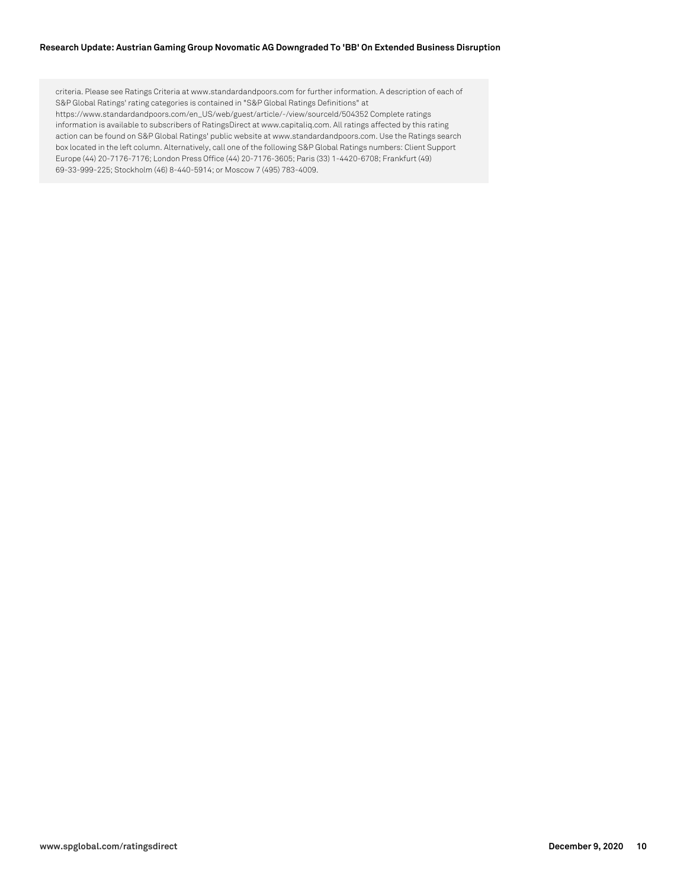criteria. Please see Ratings Criteria at www.standardandpoors.com for further information. A description of each of S&P Global Ratings' rating categories is contained in "S&P Global Ratings Definitions" at https://www.standardandpoors.com/en_US/web/guest/article/-/view/sourceId/504352 Complete ratings information is available to subscribers of RatingsDirect at www.capitaliq.com. All ratings affected by this rating action can be found on S&P Global Ratings' public website at www.standardandpoors.com. Use the Ratings search box located in the left column. Alternatively, call one of the following S&P Global Ratings numbers: Client Support Europe (44) 20-7176-7176; London Press Office (44) 20-7176-3605; Paris (33) 1-4420-6708; Frankfurt (49) 69-33-999-225; Stockholm (46) 8-440-5914; or Moscow 7 (495) 783-4009.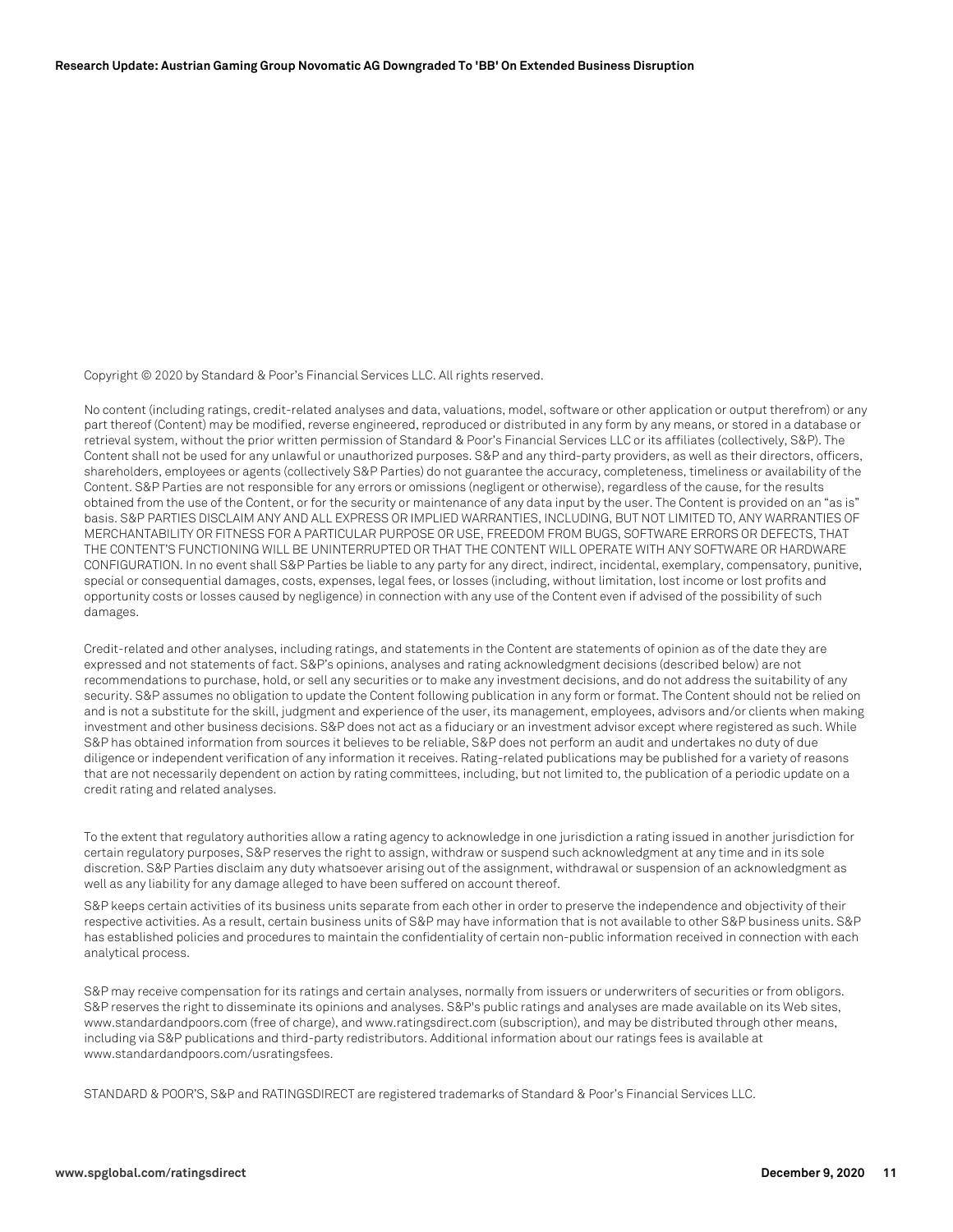Copyright © 2020 by Standard & Poor's Financial Services LLC. All rights reserved.

No content (including ratings, credit-related analyses and data, valuations, model, software or other application or output therefrom) or any part thereof (Content) may be modified, reverse engineered, reproduced or distributed in any form by any means, or stored in a database or retrieval system, without the prior written permission of Standard & Poor's Financial Services LLC or its affiliates (collectively, S&P). The Content shall not be used for any unlawful or unauthorized purposes. S&P and any third-party providers, as well as their directors, officers, shareholders, employees or agents (collectively S&P Parties) do not guarantee the accuracy, completeness, timeliness or availability of the Content. S&P Parties are not responsible for any errors or omissions (negligent or otherwise), regardless of the cause, for the results obtained from the use of the Content, or for the security or maintenance of any data input by the user. The Content is provided on an "as is" basis. S&P PARTIES DISCLAIM ANY AND ALL EXPRESS OR IMPLIED WARRANTIES, INCLUDING, BUT NOT LIMITED TO, ANY WARRANTIES OF MERCHANTABILITY OR FITNESS FOR A PARTICULAR PURPOSE OR USE, FREEDOM FROM BUGS, SOFTWARE ERRORS OR DEFECTS, THAT THE CONTENT'S FUNCTIONING WILL BE UNINTERRUPTED OR THAT THE CONTENT WILL OPERATE WITH ANY SOFTWARE OR HARDWARE CONFIGURATION. In no event shall S&P Parties be liable to any party for any direct, indirect, incidental, exemplary, compensatory, punitive, special or consequential damages, costs, expenses, legal fees, or losses (including, without limitation, lost income or lost profits and opportunity costs or losses caused by negligence) in connection with any use of the Content even if advised of the possibility of such damages.

Credit-related and other analyses, including ratings, and statements in the Content are statements of opinion as of the date they are expressed and not statements of fact. S&P's opinions, analyses and rating acknowledgment decisions (described below) are not recommendations to purchase, hold, or sell any securities or to make any investment decisions, and do not address the suitability of any security. S&P assumes no obligation to update the Content following publication in any form or format. The Content should not be relied on and is not a substitute for the skill, judgment and experience of the user, its management, employees, advisors and/or clients when making investment and other business decisions. S&P does not act as a fiduciary or an investment advisor except where registered as such. While S&P has obtained information from sources it believes to be reliable, S&P does not perform an audit and undertakes no duty of due diligence or independent verification of any information it receives. Rating-related publications may be published for a variety of reasons that are not necessarily dependent on action by rating committees, including, but not limited to, the publication of a periodic update on a credit rating and related analyses.

To the extent that regulatory authorities allow a rating agency to acknowledge in one jurisdiction a rating issued in another jurisdiction for certain regulatory purposes, S&P reserves the right to assign, withdraw or suspend such acknowledgment at any time and in its sole discretion. S&P Parties disclaim any duty whatsoever arising out of the assignment, withdrawal or suspension of an acknowledgment as well as any liability for any damage alleged to have been suffered on account thereof.

S&P keeps certain activities of its business units separate from each other in order to preserve the independence and objectivity of their respective activities. As a result, certain business units of S&P may have information that is not available to other S&P business units. S&P has established policies and procedures to maintain the confidentiality of certain non-public information received in connection with each analytical process.

S&P may receive compensation for its ratings and certain analyses, normally from issuers or underwriters of securities or from obligors. S&P reserves the right to disseminate its opinions and analyses. S&P's public ratings and analyses are made available on its Web sites, www.standardandpoors.com (free of charge), and www.ratingsdirect.com (subscription), and may be distributed through other means, including via S&P publications and third-party redistributors. Additional information about our ratings fees is available at www.standardandpoors.com/usratingsfees.

STANDARD & POOR'S, S&P and RATINGSDIRECT are registered trademarks of Standard & Poor's Financial Services LLC.